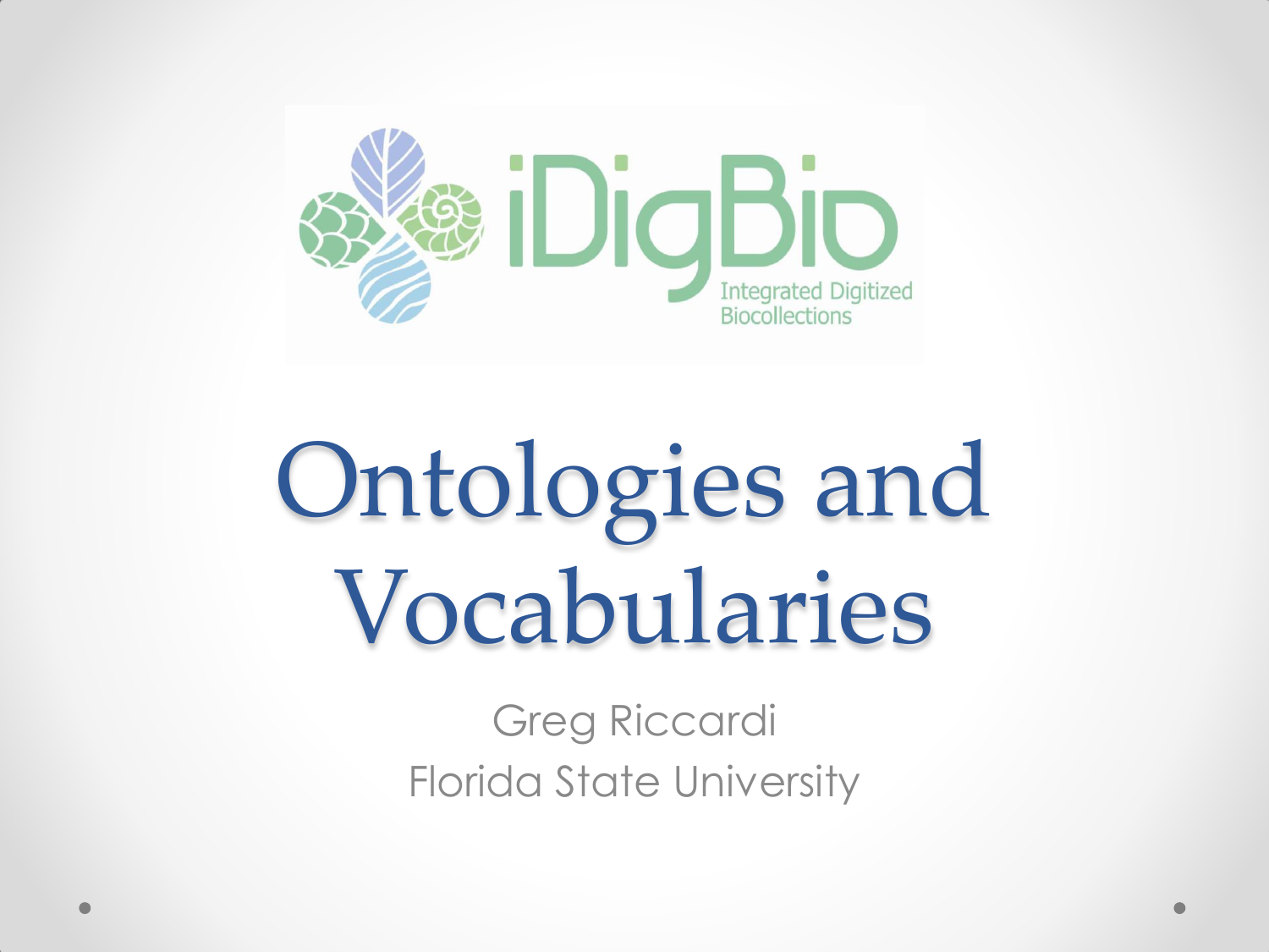iDigBio

Integrated Digitized Biocollections

# Ontologies and Vocabularies

Greg Riccardi

Florida State University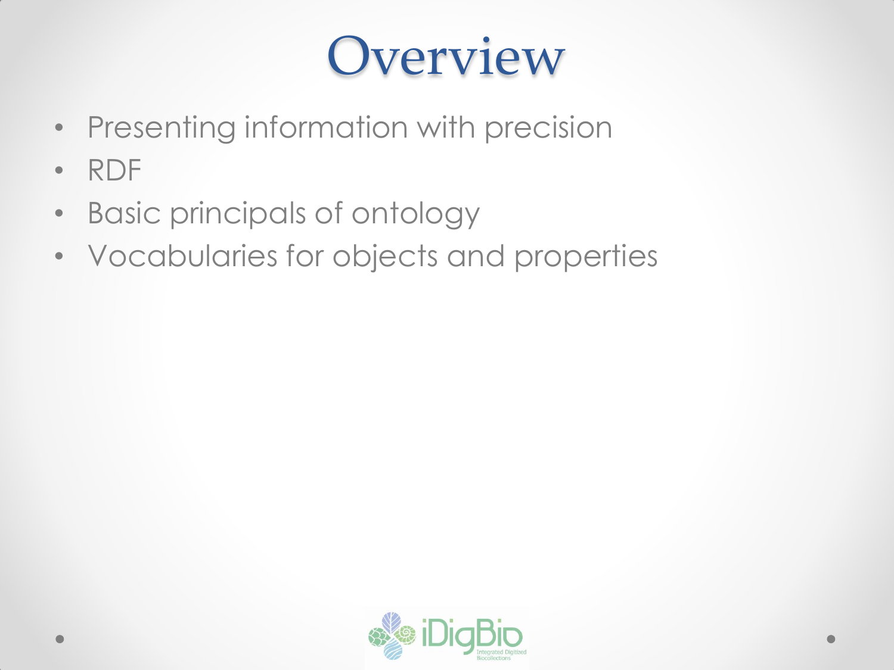# Overview

- Presenting information with precision
- RDF
- Basic principals of ontology
- Vocabularies for objects and properties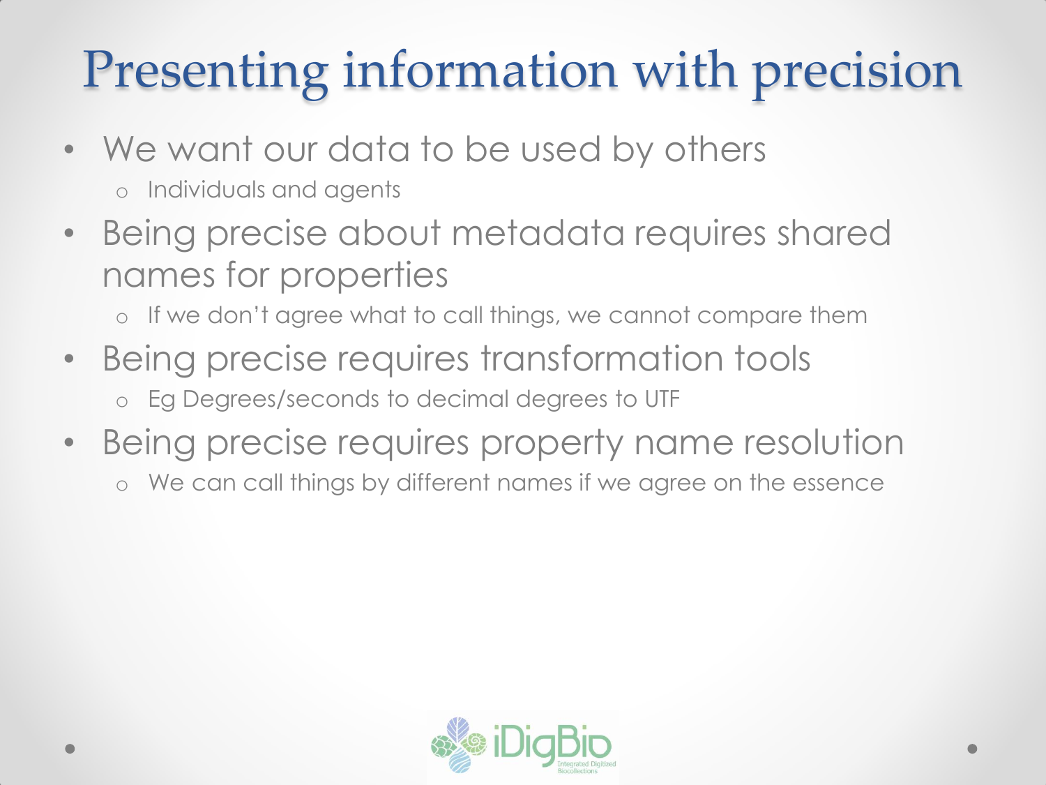# Presenting information with precision

- We want our data to be used by others
  - Individuals and agents
- Being precise about metadata requires shared names for properties
  - If we don't agree what to call things, we cannot compare them
- Being precise requires transformation tools
  - Eg Degrees/seconds to decimal degrees to UTF
- Being precise requires property name resolution
  - We can call things by different names if we agree on the essence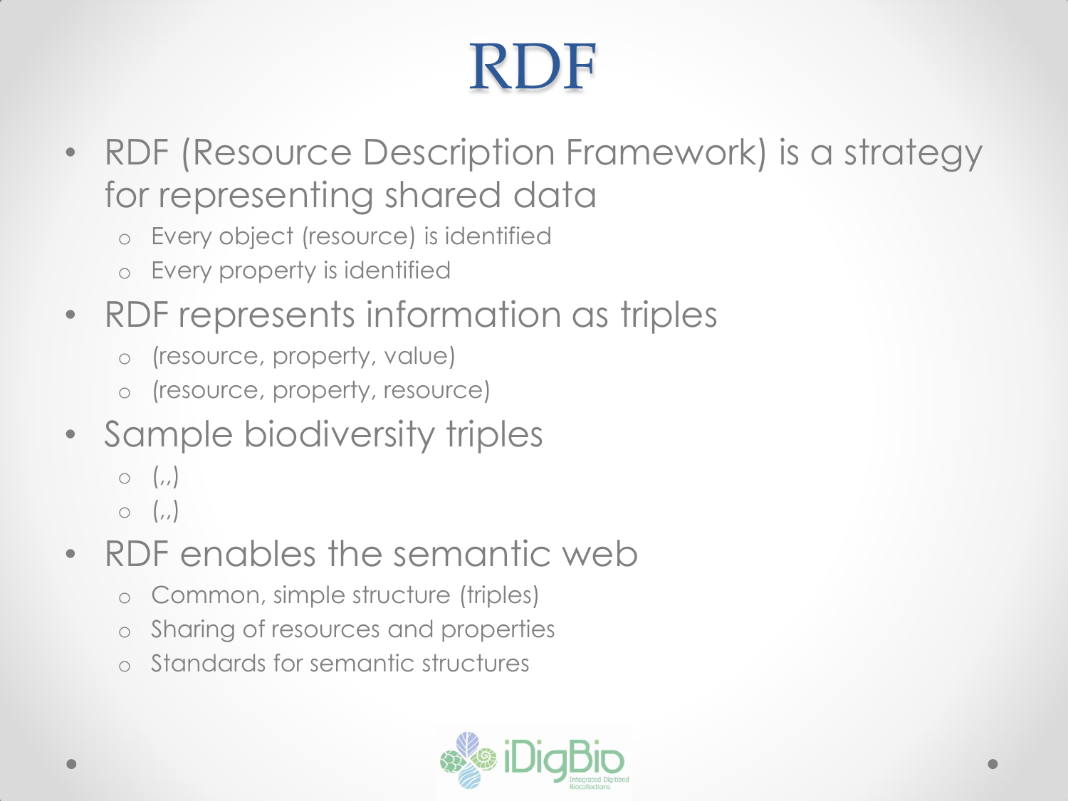# RDF

- RDF (Resource Description Framework) is a strategy for representing shared data
  - Every object (resource) is identified
  - Every property is identified
- RDF represents information as triples
  - (resource, property, value)
  - (resource, property, resource)
- Sample biodiversity triples
  - (,,)
  - (,,)
- RDF enables the semantic web
  - Common, simple structure (triples)
  - Sharing of resources and properties
  - Standards for semantic structures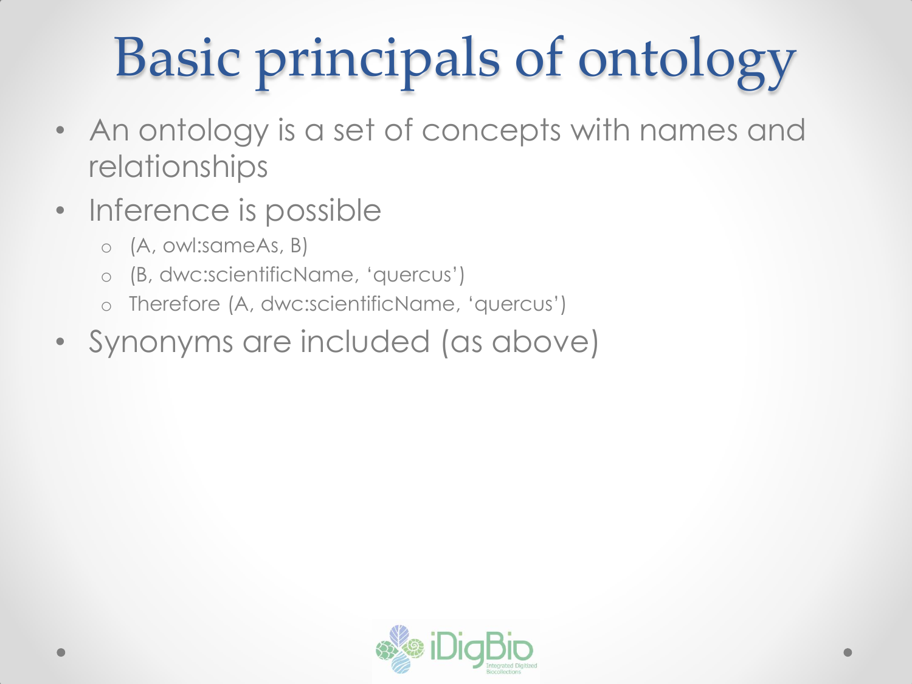# Basic principals of ontology

- An ontology is a set of concepts with names and relationships
- Inference is possible
  - (A, owl:sameAs, B)
  - (B, dwc:scientificName, ‘quercus’)
  - Therefore (A, dwc:scientificName, ‘quercus’)
- Synonyms are included (as above)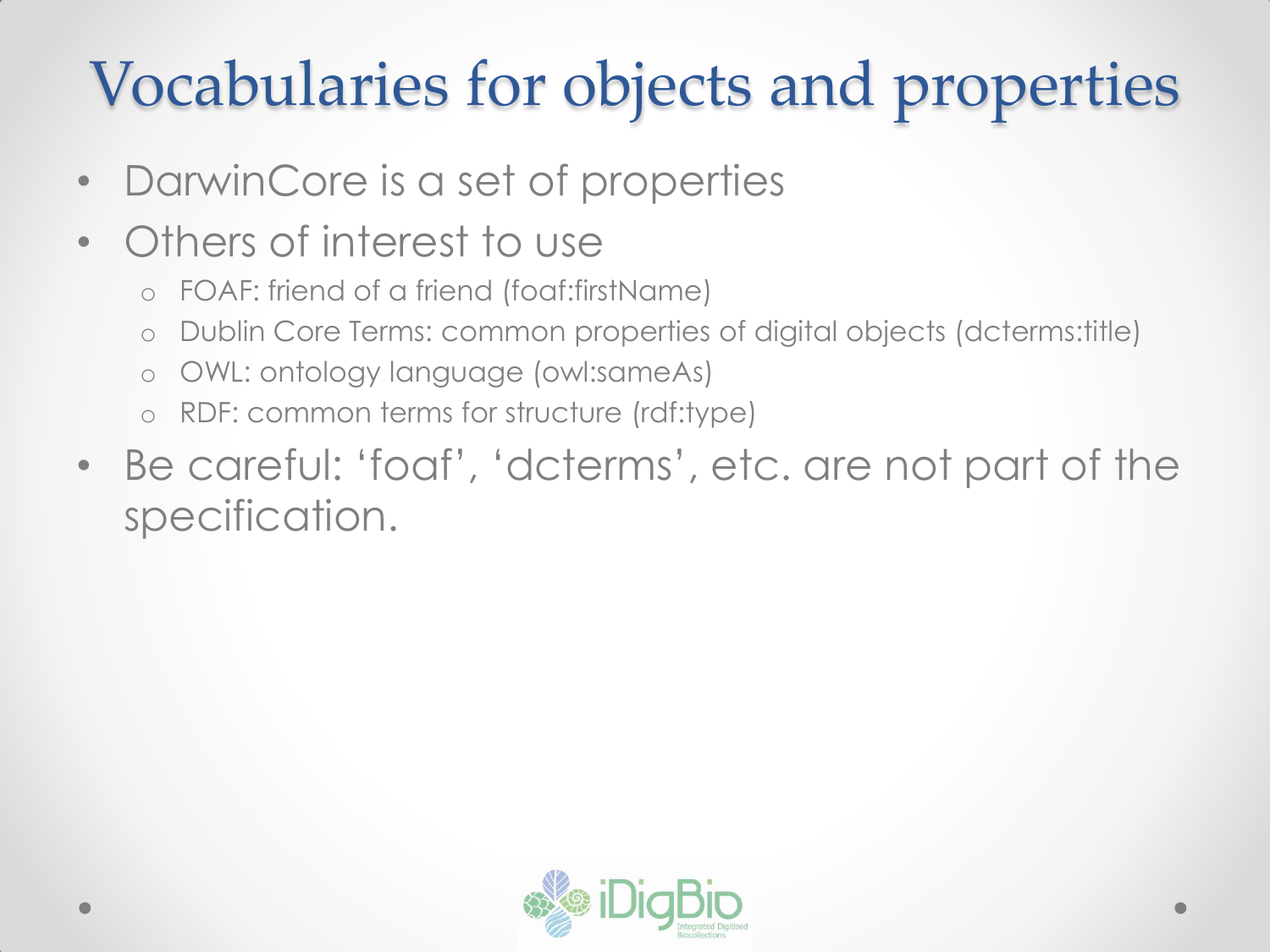# Vocabularies for objects and properties

- DarwinCore is a set of properties
- Others of interest to use
  - FOAF: friend of a friend (foaf:firstName)
  - Dublin Core Terms: common properties of digital objects (dcterms:title)
  - OWL: ontology language (owl:sameAs)
  - RDF: common terms for structure (rdf:type)
- Be careful: ‘foaf’, ‘dcterms’, etc. are not part of the specification.